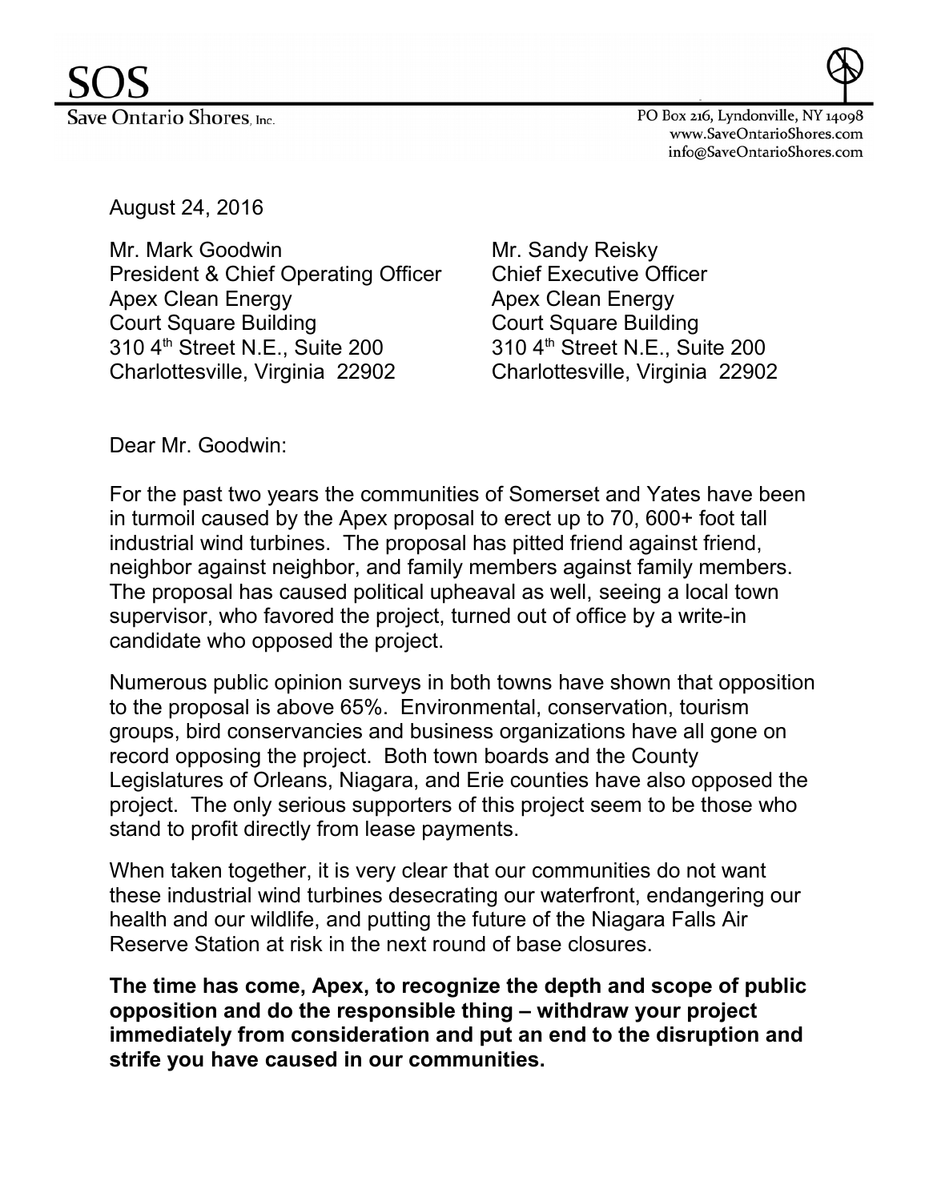# SOS

Save Ontario Shores, Inc.

PO Box 216, Lyndonville, NY 14098
www.SaveOntarioShores.com
info@SaveOntarioShores.com

August 24, 2016

Mr. Mark Goodwin
President & Chief Operating Officer
Apex Clean Energy
Court Square Building
310 4th Street N.E., Suite 200
Charlottesville, Virginia 22902

Mr. Sandy Reisky
Chief Executive Officer
Apex Clean Energy
Court Square Building
310 4th Street N.E., Suite 200
Charlottesville, Virginia 22902

Dear Mr. Goodwin:

For the past two years the communities of Somerset and Yates have been in turmoil caused by the Apex proposal to erect up to 70, 600+ foot tall industrial wind turbines. The proposal has pitted friend against friend, neighbor against neighbor, and family members against family members. The proposal has caused political upheaval as well, seeing a local town supervisor, who favored the project, turned out of office by a write-in candidate who opposed the project.

Numerous public opinion surveys in both towns have shown that opposition to the proposal is above 65%. Environmental, conservation, tourism groups, bird conservancies and business organizations have all gone on record opposing the project. Both town boards and the County Legislatures of Orleans, Niagara, and Erie counties have also opposed the project. The only serious supporters of this project seem to be those who stand to profit directly from lease payments.

When taken together, it is very clear that our communities do not want these industrial wind turbines desecrating our waterfront, endangering our health and our wildlife, and putting the future of the Niagara Falls Air Reserve Station at risk in the next round of base closures.

**The time has come, Apex, to recognize the depth and scope of public opposition and do the responsible thing – withdraw your project immediately from consideration and put an end to the disruption and strife you have caused in our communities.**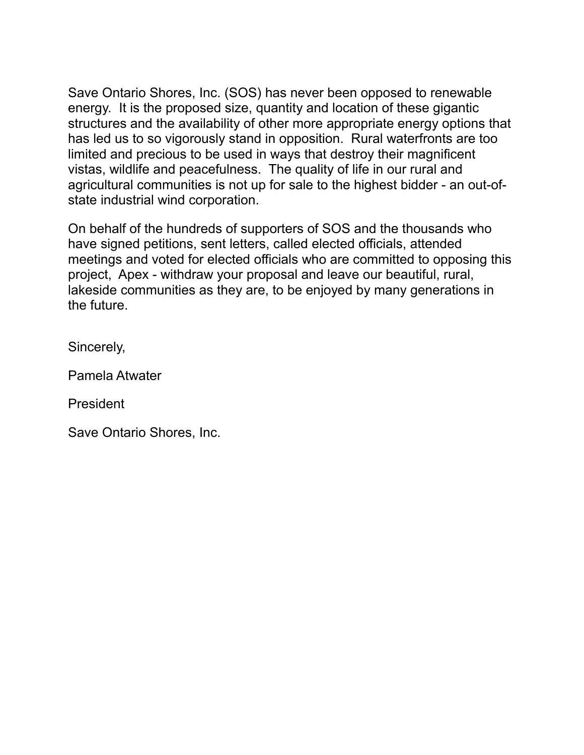Save Ontario Shores, Inc. (SOS) has never been opposed to renewable energy. It is the proposed size, quantity and location of these gigantic structures and the availability of other more appropriate energy options that has led us to so vigorously stand in opposition. Rural waterfronts are too limited and precious to be used in ways that destroy their magnificent vistas, wildlife and peacefulness. The quality of life in our rural and agricultural communities is not up for sale to the highest bidder - an out-of-state industrial wind corporation.

On behalf of the hundreds of supporters of SOS and the thousands who have signed petitions, sent letters, called elected officials, attended meetings and voted for elected officials who are committed to opposing this project, Apex - withdraw your proposal and leave our beautiful, rural, lakeside communities as they are, to be enjoyed by many generations in the future.

Sincerely,

Pamela Atwater

President

Save Ontario Shores, Inc.